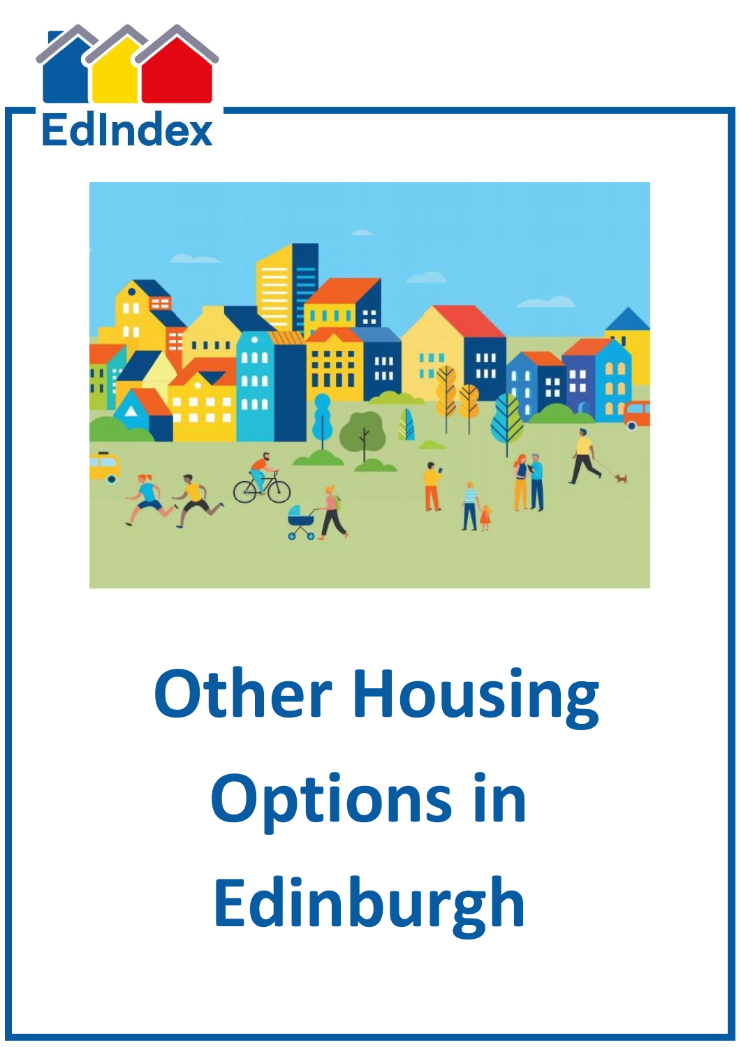EdIndex

# Other Housing Options in Edinburgh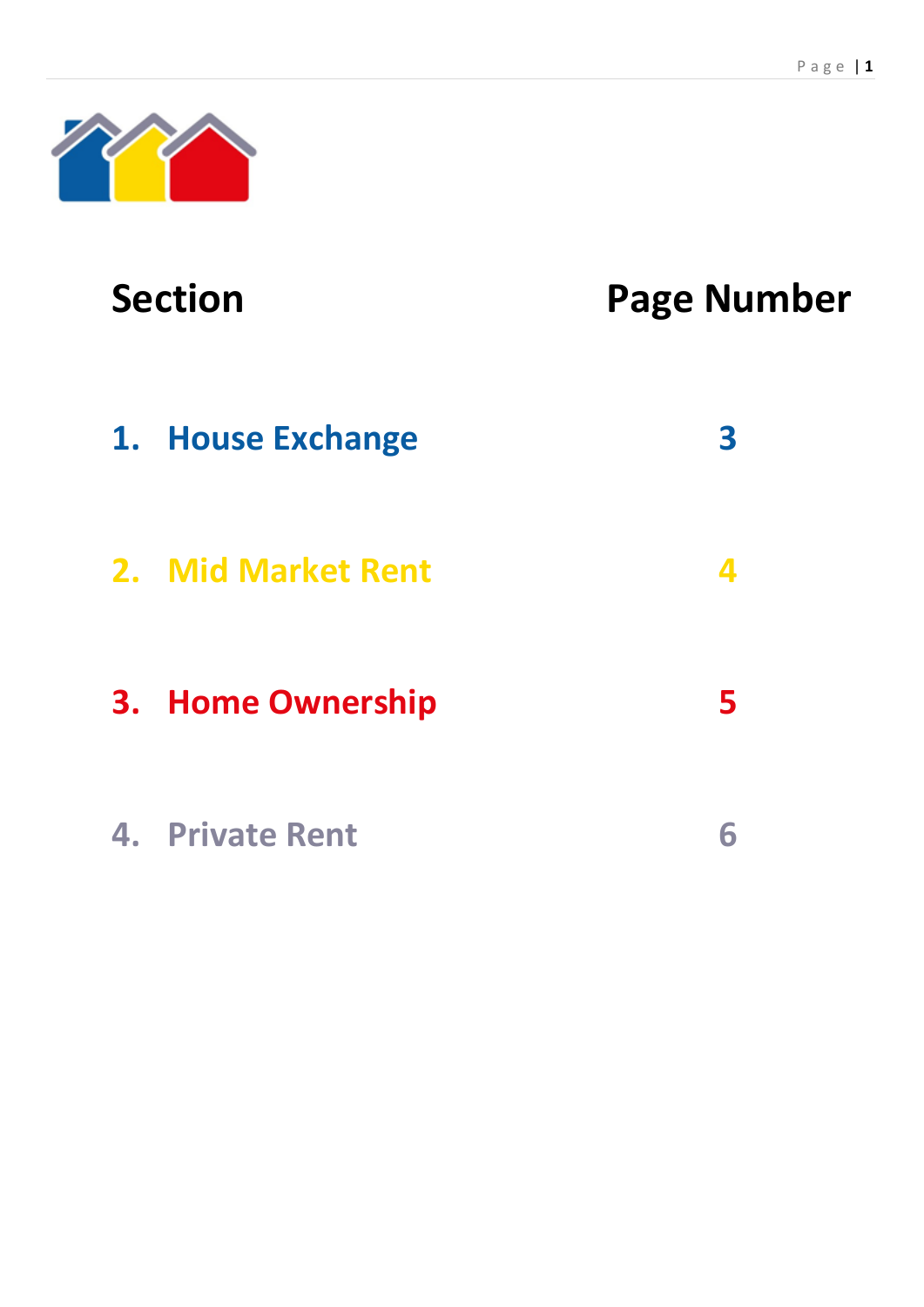| Section | Page Number |
| --- | --- |
| 1. House Exchange | 3 |
| 2. Mid Market Rent | 4 |
| 3. Home Ownership | 5 |
| 4. Private Rent | 6 |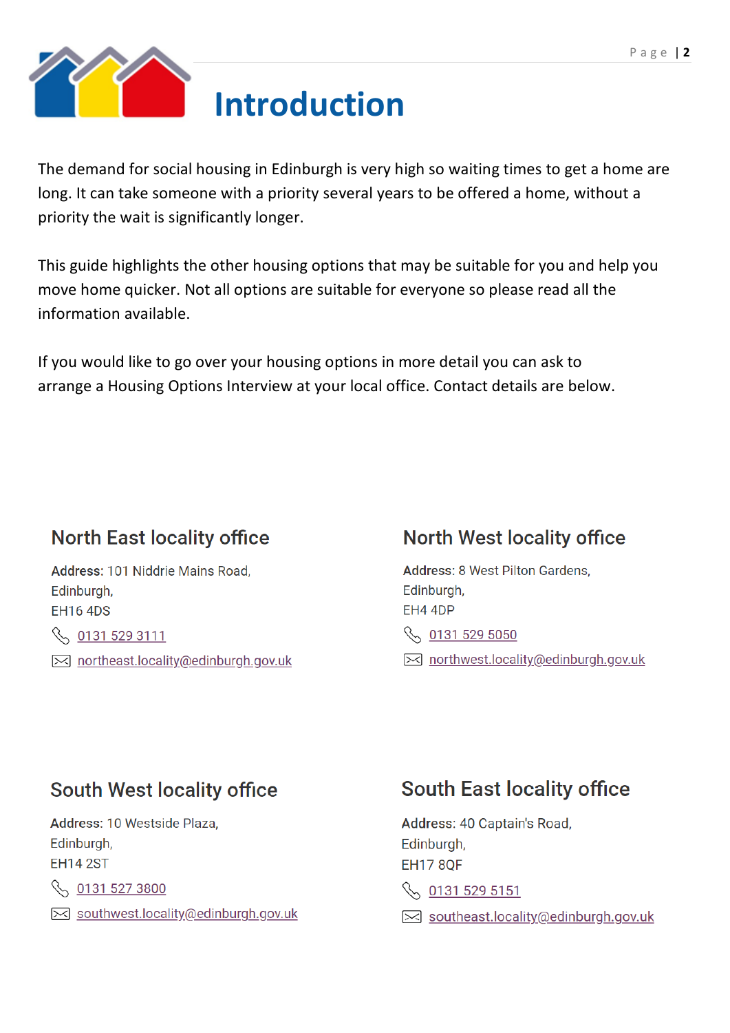# Introduction

The demand for social housing in Edinburgh is very high so waiting times to get a home are long. It can take someone with a priority several years to be offered a home, without a priority the wait is significantly longer.

This guide highlights the other housing options that may be suitable for you and help you move home quicker. Not all options are suitable for everyone so please read all the information available.

If you would like to go over your housing options in more detail you can ask to arrange a Housing Options Interview at your local office. Contact details are below.

## North East locality office

**Address**: 101 Niddrie Mains Road,
Edinburgh,
EH16 4DS

0131 529 3111

northeast.locality@edinburgh.gov.uk

## North West locality office

**Address**: 8 West Pilton Gardens,
Edinburgh,
EH4 4DP

0131 529 5050

northwest.locality@edinburgh.gov.uk

## South West locality office

**Address**: 10 Westside Plaza,
Edinburgh,
EH14 2ST

0131 527 3800

southwest.locality@edinburgh.gov.uk

## South East locality office

**Address**: 40 Captain's Road,
Edinburgh,
EH17 8QF

0131 529 5151

southeast.locality@edinburgh.gov.uk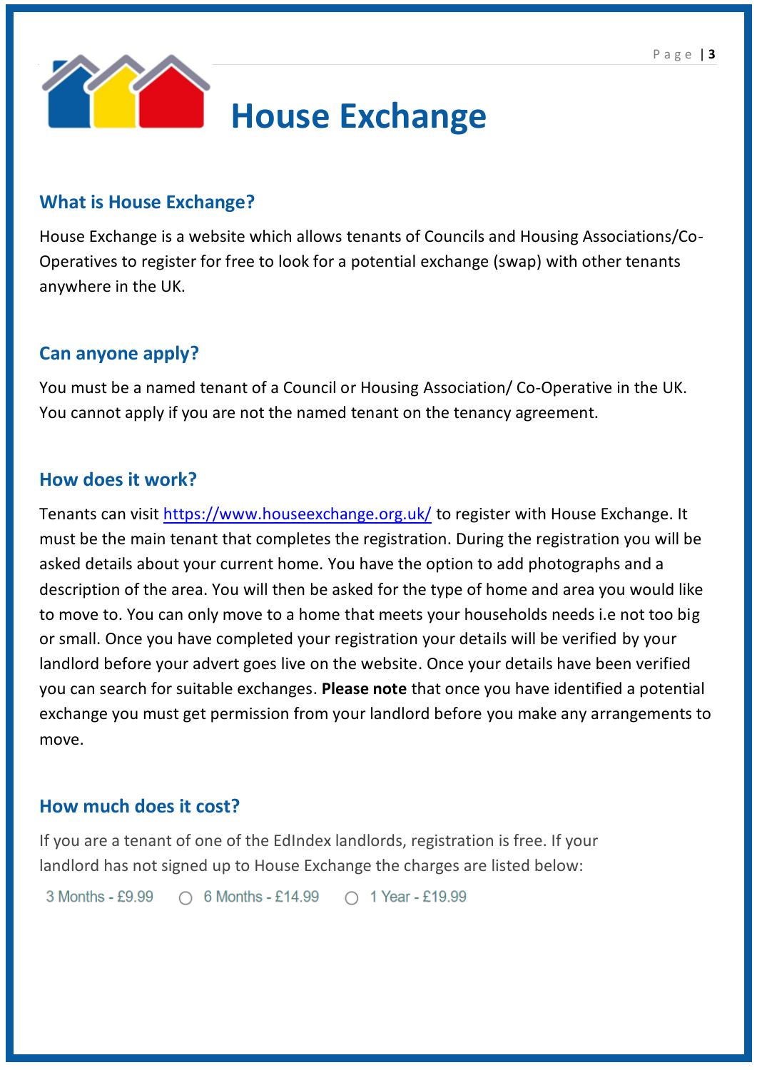# House Exchange

## What is House Exchange?

House Exchange is a website which allows tenants of Councils and Housing Associations/Co-Operatives to register for free to look for a potential exchange (swap) with other tenants anywhere in the UK.

## Can anyone apply?

You must be a named tenant of a Council or Housing Association/ Co-Operative in the UK. You cannot apply if you are not the named tenant on the tenancy agreement.

## How does it work?

Tenants can visit https://www.houseexchange.org.uk/ to register with House Exchange. It must be the main tenant that completes the registration. During the registration you will be asked details about your current home. You have the option to add photographs and a description of the area. You will then be asked for the type of home and area you would like to move to. You can only move to a home that meets your households needs i.e not too big or small. Once you have completed your registration your details will be verified by your landlord before your advert goes live on the website. Once your details have been verified you can search for suitable exchanges. **Please note** that once you have identified a potential exchange you must get permission from your landlord before you make any arrangements to move.

## How much does it cost?

If you are a tenant of one of the EdIndex landlords, registration is free. If your landlord has not signed up to House Exchange the charges are listed below:

3 Months - £9.99 ○ 6 Months - £14.99 ○ 1 Year - £19.99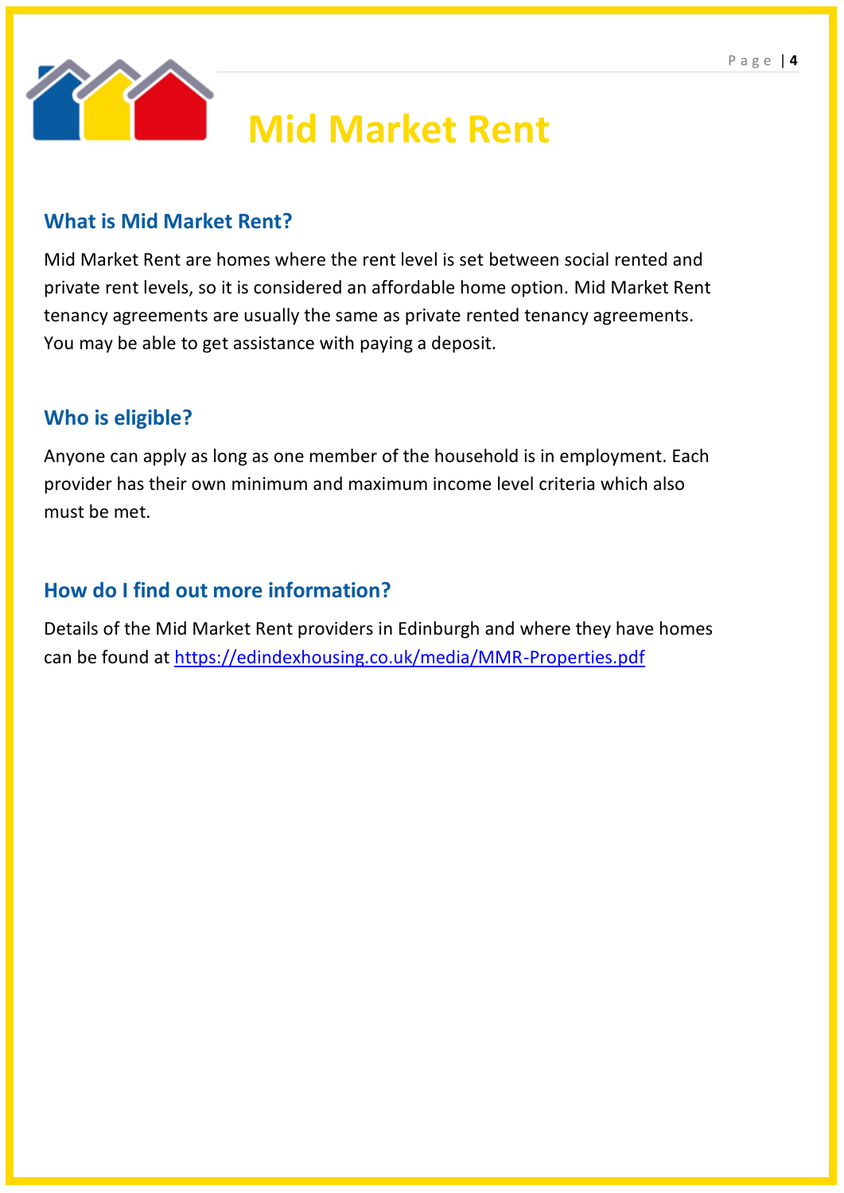# Mid Market Rent

## What is Mid Market Rent?

Mid Market Rent are homes where the rent level is set between social rented and private rent levels, so it is considered an affordable home option. Mid Market Rent tenancy agreements are usually the same as private rented tenancy agreements. You may be able to get assistance with paying a deposit.

## Who is eligible?

Anyone can apply as long as one member of the household is in employment. Each provider has their own minimum and maximum income level criteria which also must be met.

## How do I find out more information?

Details of the Mid Market Rent providers in Edinburgh and where they have homes can be found at https://edindexhousing.co.uk/media/MMR-Properties.pdf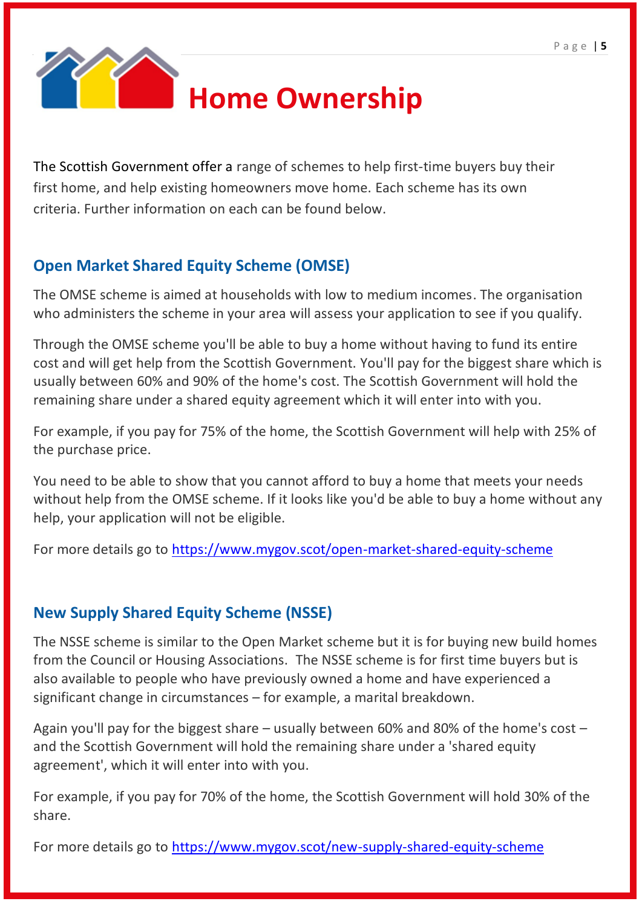# Home Ownership

The Scottish Government offer a range of schemes to help first-time buyers buy their first home, and help existing homeowners move home. Each scheme has its own criteria. Further information on each can be found below.

## Open Market Shared Equity Scheme (OMSE)

The OMSE scheme is aimed at households with low to medium incomes. The organisation who administers the scheme in your area will assess your application to see if you qualify.

Through the OMSE scheme you'll be able to buy a home without having to fund its entire cost and will get help from the Scottish Government. You'll pay for the biggest share which is usually between 60% and 90% of the home's cost. The Scottish Government will hold the remaining share under a shared equity agreement which it will enter into with you.

For example, if you pay for 75% of the home, the Scottish Government will help with 25% of the purchase price.

You need to be able to show that you cannot afford to buy a home that meets your needs without help from the OMSE scheme. If it looks like you'd be able to buy a home without any help, your application will not be eligible.

For more details go to [https://www.mygov.scot/open-market-shared-equity-scheme](https://www.mygov.scot/open-market-shared-equity-scheme)

## New Supply Shared Equity Scheme (NSSE)

The NSSE scheme is similar to the Open Market scheme but it is for buying new build homes from the Council or Housing Associations. The NSSE scheme is for first time buyers but is also available to people who have previously owned a home and have experienced a significant change in circumstances – for example, a marital breakdown.

Again you'll pay for the biggest share – usually between 60% and 80% of the home's cost – and the Scottish Government will hold the remaining share under a 'shared equity agreement', which it will enter into with you.

For example, if you pay for 70% of the home, the Scottish Government will hold 30% of the share.

For more details go to [https://www.mygov.scot/new-supply-shared-equity-scheme](https://www.mygov.scot/new-supply-shared-equity-scheme)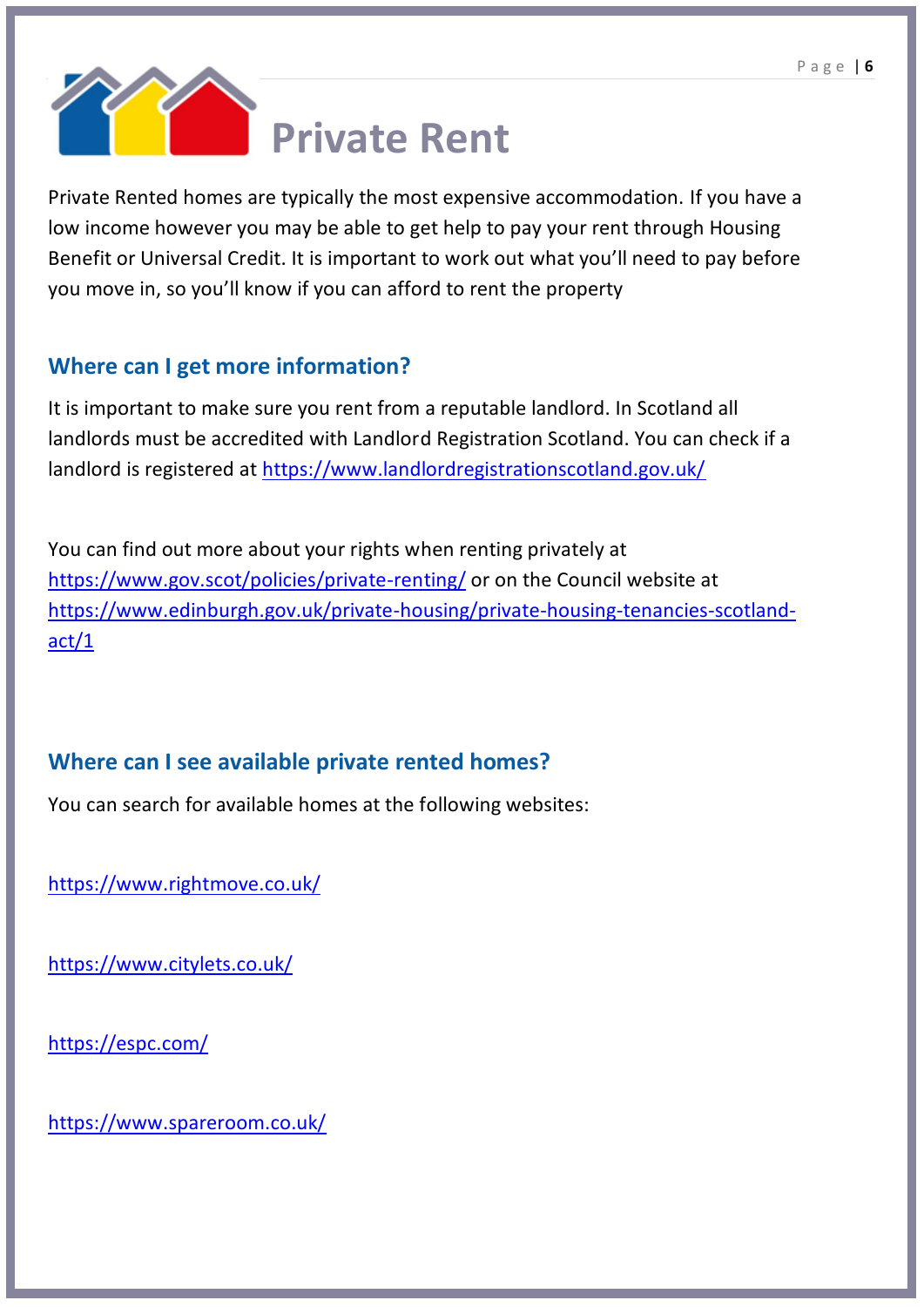# Private Rent

Private Rented homes are typically the most expensive accommodation. If you have a low income however you may be able to get help to pay your rent through Housing Benefit or Universal Credit. It is important to work out what you'll need to pay before you move in, so you'll know if you can afford to rent the property

## Where can I get more information?

It is important to make sure you rent from a reputable landlord. In Scotland all landlords must be accredited with Landlord Registration Scotland. You can check if a landlord is registered at https://www.landlordregistrationscotland.gov.uk/

You can find out more about your rights when renting privately at https://www.gov.scot/policies/private-renting/ or on the Council website at https://www.edinburgh.gov.uk/private-housing/private-housing-tenancies-scotland-act/1

## Where can I see available private rented homes?

You can search for available homes at the following websites:

https://www.rightmove.co.uk/

https://www.citylets.co.uk/

https://espc.com/

https://www.spareroom.co.uk/